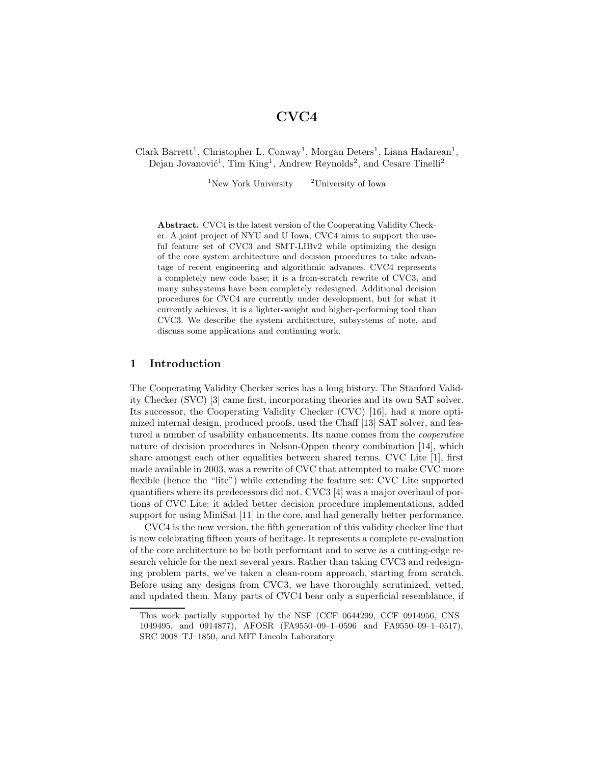# CVC4

Clark Barrett[1], Christopher L. Conway[1], Morgan Deters[1], Liana Hadarean[1], Dejan Jovanović[1], Tim King[1], Andrew Reynolds[2], and Cesare Tinelli[2]

[1]New York University [2]University of Iowa

**Abstract.** CVC4 is the latest version of the Cooperating Validity Checker. A joint project of NYU and U Iowa, CVC4 aims to support the useful feature set of CVC3 and SMT-LIBv2 while optimizing the design of the core system architecture and decision procedures to take advantage of recent engineering and algorithmic advances. CVC4 represents a completely new code base; it is a from-scratch rewrite of CVC3, and many subsystems have been completely redesigned. Additional decision procedures for CVC4 are currently under development, but for what it currently achieves, it is a lighter-weight and higher-performing tool than CVC3. We describe the system architecture, subsystems of note, and discuss some applications and continuing work.

## 1 Introduction

The Cooperating Validity Checker series has a long history. The Stanford Validity Checker (SVC) [3] came first, incorporating theories and its own SAT solver. Its successor, the Cooperating Validity Checker (CVC) [16], had a more optimized internal design, produced proofs, used the Chaff [13] SAT solver, and featured a number of usability enhancements. Its name comes from the *cooperative* nature of decision procedures in Nelson-Oppen theory combination [14], which share amongst each other equalities between shared terms. CVC Lite [1], first made available in 2003, was a rewrite of CVC that attempted to make CVC more flexible (hence the "lite") while extending the feature set: CVC Lite supported quantifiers where its predecessors did not. CVC3 [4] was a major overhaul of portions of CVC Lite: it added better decision procedure implementations, added support for using MiniSat [11] in the core, and had generally better performance.

CVC4 is the new version, the fifth generation of this validity checker line that is now celebrating fifteen years of heritage. It represents a complete re-evaluation of the core architecture to be both performant and to serve as a cutting-edge research vehicle for the next several years. Rather than taking CVC3 and redesigning problem parts, we've taken a clean-room approach, starting from scratch. Before using any designs from CVC3, we have thoroughly scrutinized, vetted, and updated them. Many parts of CVC4 bear only a superficial resemblance, if

This work partially supported by the NSF (CCF–0644299, CCF–0914956, CNS–1049495, and 0914877), AFOSR (FA9550–09–1–0596 and FA9550–09–1–0517), SRC 2008–TJ–1850, and MIT Lincoln Laboratory.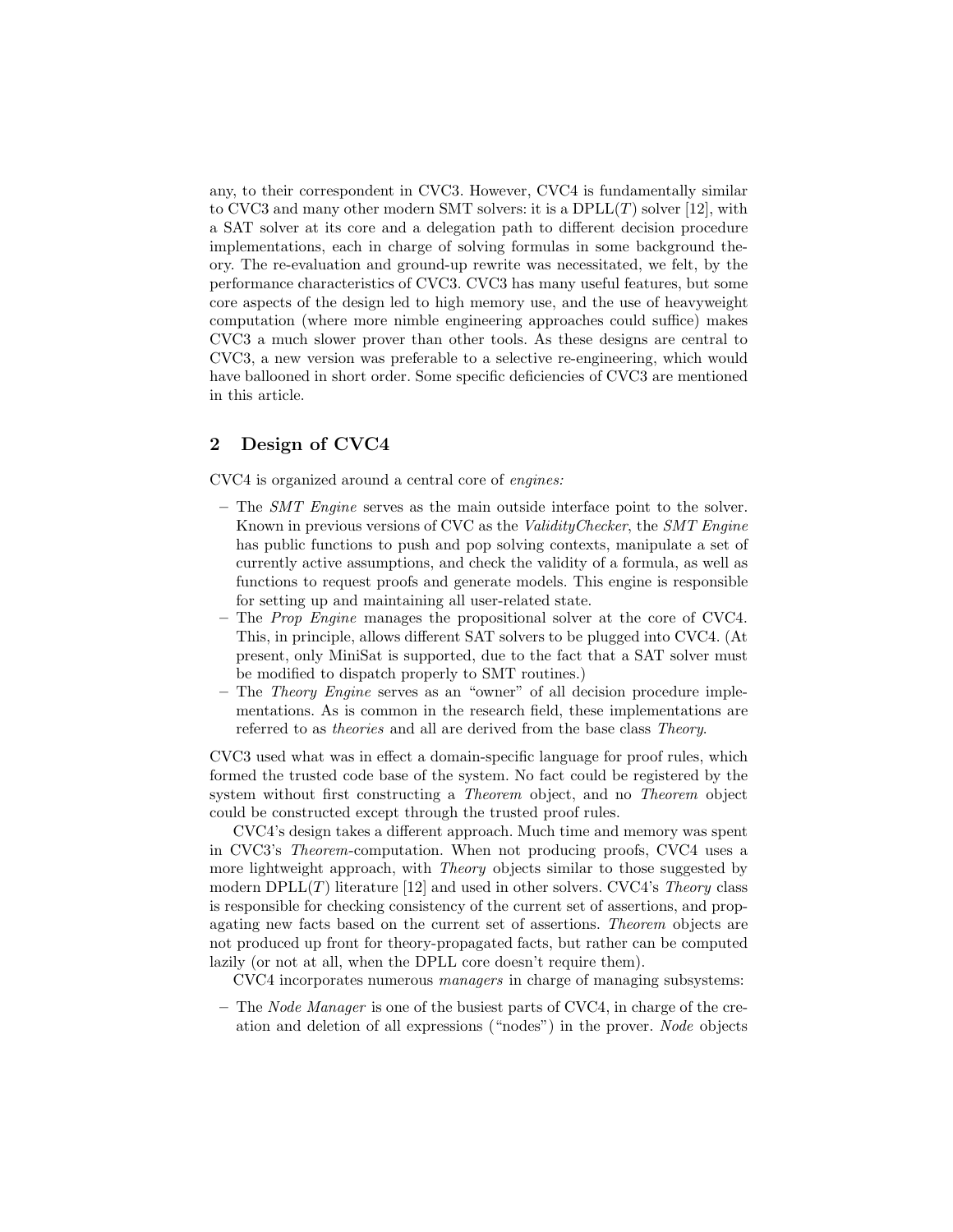any, to their correspondent in CVC3. However, CVC4 is fundamentally similar to CVC3 and many other modern SMT solvers: it is a DPLL($T$) solver [12], with a SAT solver at its core and a delegation path to different decision procedure implementations, each in charge of solving formulas in some background theory. The re-evaluation and ground-up rewrite was necessitated, we felt, by the performance characteristics of CVC3. CVC3 has many useful features, but some core aspects of the design led to high memory use, and the use of heavyweight computation (where more nimble engineering approaches could suffice) makes CVC3 a much slower prover than other tools. As these designs are central to CVC3, a new version was preferable to a selective re-engineering, which would have ballooned in short order. Some specific deficiencies of CVC3 are mentioned in this article.

## 2 Design of CVC4

CVC4 is organized around a central core of *engines:*

- The *SMT Engine* serves as the main outside interface point to the solver. Known in previous versions of CVC as the *ValidityChecker*, the *SMT Engine* has public functions to push and pop solving contexts, manipulate a set of currently active assumptions, and check the validity of a formula, as well as functions to request proofs and generate models. This engine is responsible for setting up and maintaining all user-related state.
- The *Prop Engine* manages the propositional solver at the core of CVC4. This, in principle, allows different SAT solvers to be plugged into CVC4. (At present, only MiniSat is supported, due to the fact that a SAT solver must be modified to dispatch properly to SMT routines.)
- The *Theory Engine* serves as an "owner" of all decision procedure implementations. As is common in the research field, these implementations are referred to as *theories* and all are derived from the base class *Theory*.

CVC3 used what was in effect a domain-specific language for proof rules, which formed the trusted code base of the system. No fact could be registered by the system without first constructing a *Theorem* object, and no *Theorem* object could be constructed except through the trusted proof rules.

CVC4's design takes a different approach. Much time and memory was spent in CVC3's *Theorem*-computation. When not producing proofs, CVC4 uses a more lightweight approach, with *Theory* objects similar to those suggested by modern DPLL($T$) literature [12] and used in other solvers. CVC4's *Theory* class is responsible for checking consistency of the current set of assertions, and propagating new facts based on the current set of assertions. *Theorem* objects are not produced up front for theory-propagated facts, but rather can be computed lazily (or not at all, when the DPLL core doesn't require them).

CVC4 incorporates numerous *managers* in charge of managing subsystems:

- The *Node Manager* is one of the busiest parts of CVC4, in charge of the creation and deletion of all expressions ("nodes") in the prover. *Node* objects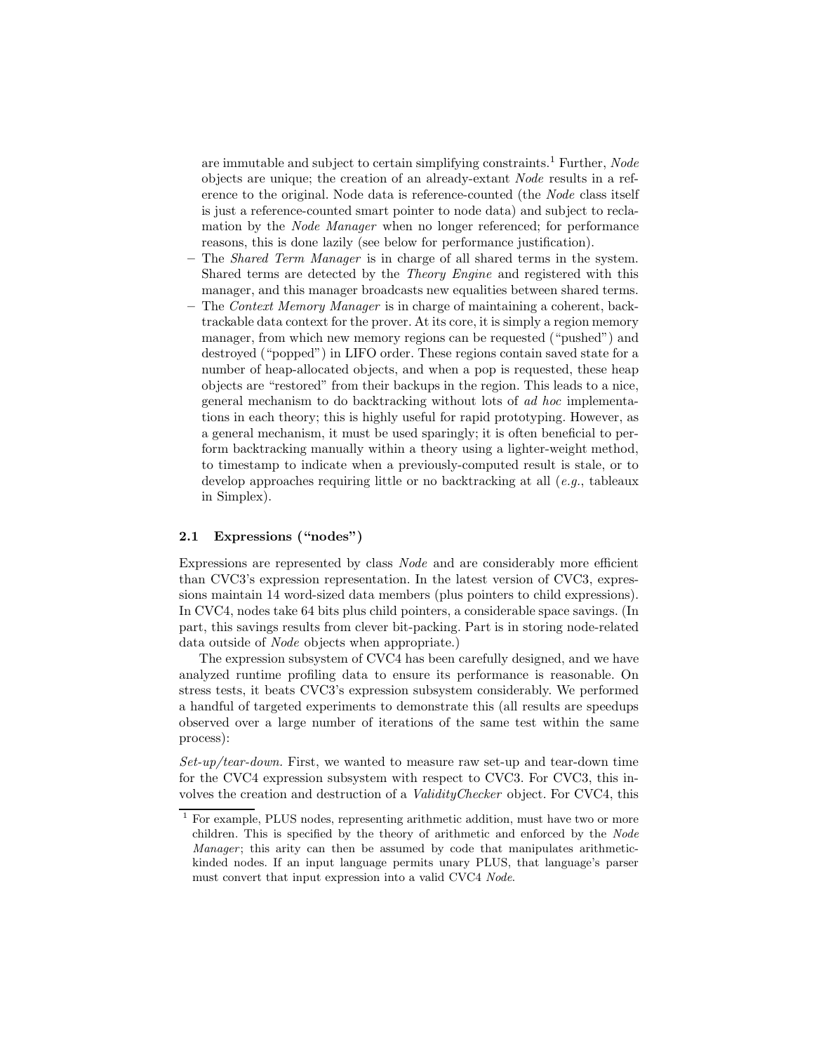are immutable and subject to certain simplifying constraints.[1] Further, *Node* objects are unique; the creation of an already-extant *Node* results in a reference to the original. Node data is reference-counted (the *Node* class itself is just a reference-counted smart pointer to node data) and subject to reclamation by the *Node Manager* when no longer referenced; for performance reasons, this is done lazily (see below for performance justification).

- The *Shared Term Manager* is in charge of all shared terms in the system. Shared terms are detected by the *Theory Engine* and registered with this manager, and this manager broadcasts new equalities between shared terms.
- The *Context Memory Manager* is in charge of maintaining a coherent, backtrackable data context for the prover. At its core, it is simply a region memory manager, from which new memory regions can be requested ("pushed") and destroyed ("popped") in LIFO order. These regions contain saved state for a number of heap-allocated objects, and when a pop is requested, these heap objects are "restored" from their backups in the region. This leads to a nice, general mechanism to do backtracking without lots of *ad hoc* implementations in each theory; this is highly useful for rapid prototyping. However, as a general mechanism, it must be used sparingly; it is often beneficial to perform backtracking manually within a theory using a lighter-weight method, to timestamp to indicate when a previously-computed result is stale, or to develop approaches requiring little or no backtracking at all (*e.g.*, tableaux in Simplex).

### 2.1 Expressions ("nodes")

Expressions are represented by class *Node* and are considerably more efficient than CVC3's expression representation. In the latest version of CVC3, expressions maintain 14 word-sized data members (plus pointers to child expressions). In CVC4, nodes take 64 bits plus child pointers, a considerable space savings. (In part, this savings results from clever bit-packing. Part is in storing node-related data outside of *Node* objects when appropriate.)

The expression subsystem of CVC4 has been carefully designed, and we have analyzed runtime profiling data to ensure its performance is reasonable. On stress tests, it beats CVC3's expression subsystem considerably. We performed a handful of targeted experiments to demonstrate this (all results are speedups observed over a large number of iterations of the same test within the same process):

*Set-up/tear-down.* First, we wanted to measure raw set-up and tear-down time for the CVC4 expression subsystem with respect to CVC3. For CVC3, this involves the creation and destruction of a *ValidityChecker* object. For CVC4, this

[1] For example, PLUS nodes, representing arithmetic addition, must have two or more children. This is specified by the theory of arithmetic and enforced by the *Node Manager*; this arity can then be assumed by code that manipulates arithmetic-kinded nodes. If an input language permits unary PLUS, that language's parser must convert that input expression into a valid CVC4 *Node*.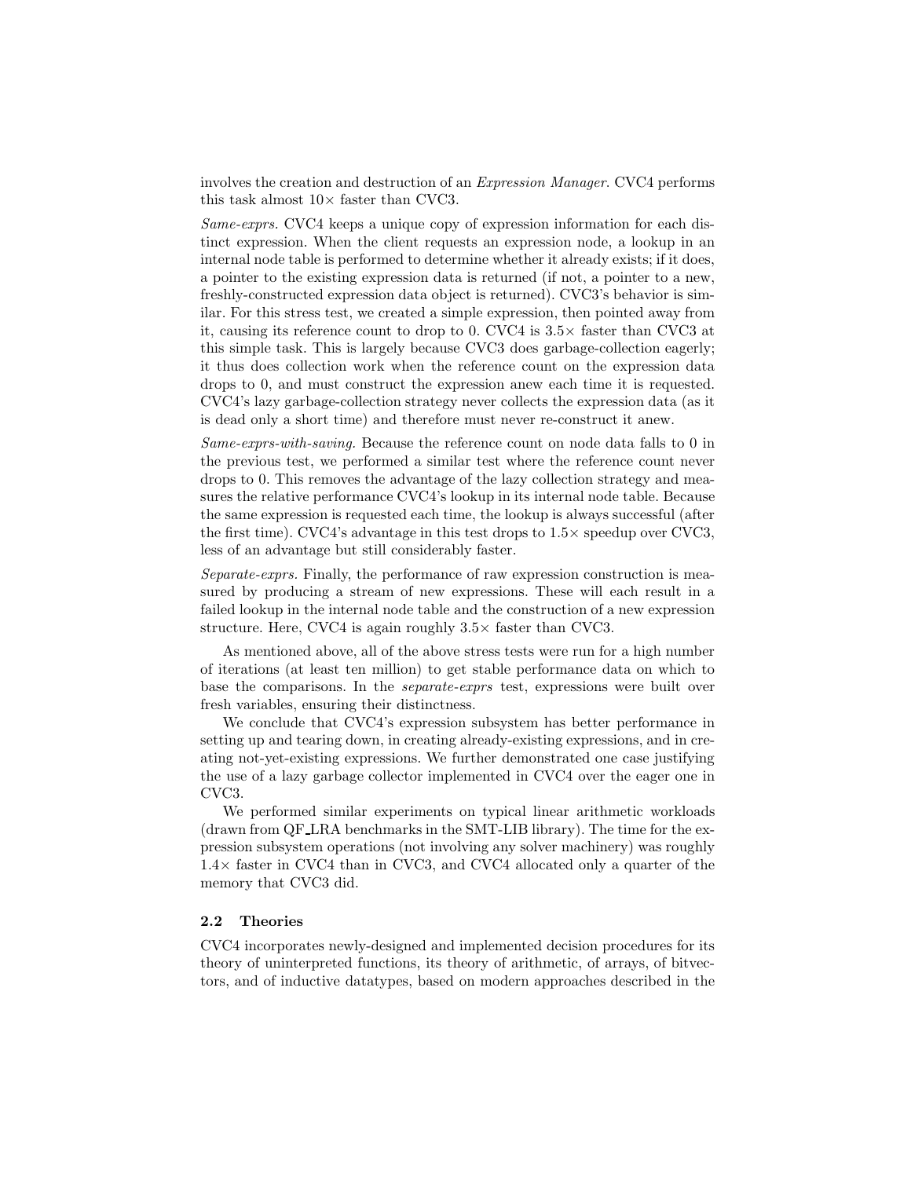involves the creation and destruction of an *Expression Manager*. CVC4 performs this task almost 10× faster than CVC3.

*Same-exprs.* CVC4 keeps a unique copy of expression information for each distinct expression. When the client requests an expression node, a lookup in an internal node table is performed to determine whether it already exists; if it does, a pointer to the existing expression data is returned (if not, a pointer to a new, freshly-constructed expression data object is returned). CVC3's behavior is similar. For this stress test, we created a simple expression, then pointed away from it, causing its reference count to drop to 0. CVC4 is 3.5× faster than CVC3 at this simple task. This is largely because CVC3 does garbage-collection eagerly; it thus does collection work when the reference count on the expression data drops to 0, and must construct the expression anew each time it is requested. CVC4's lazy garbage-collection strategy never collects the expression data (as it is dead only a short time) and therefore must never re-construct it anew.

*Same-exprs-with-saving.* Because the reference count on node data falls to 0 in the previous test, we performed a similar test where the reference count never drops to 0. This removes the advantage of the lazy collection strategy and measures the relative performance CVC4's lookup in its internal node table. Because the same expression is requested each time, the lookup is always successful (after the first time). CVC4's advantage in this test drops to 1.5× speedup over CVC3, less of an advantage but still considerably faster.

*Separate-exprs.* Finally, the performance of raw expression construction is measured by producing a stream of new expressions. These will each result in a failed lookup in the internal node table and the construction of a new expression structure. Here, CVC4 is again roughly 3.5× faster than CVC3.

As mentioned above, all of the above stress tests were run for a high number of iterations (at least ten million) to get stable performance data on which to base the comparisons. In the *separate-exprs* test, expressions were built over fresh variables, ensuring their distinctness.

We conclude that CVC4's expression subsystem has better performance in setting up and tearing down, in creating already-existing expressions, and in creating not-yet-existing expressions. We further demonstrated one case justifying the use of a lazy garbage collector implemented in CVC4 over the eager one in CVC3.

We performed similar experiments on typical linear arithmetic workloads (drawn from QF_LRA benchmarks in the SMT-LIB library). The time for the expression subsystem operations (not involving any solver machinery) was roughly 1.4× faster in CVC4 than in CVC3, and CVC4 allocated only a quarter of the memory that CVC3 did.

### 2.2 Theories

CVC4 incorporates newly-designed and implemented decision procedures for its theory of uninterpreted functions, its theory of arithmetic, of arrays, of bitvectors, and of inductive datatypes, based on modern approaches described in the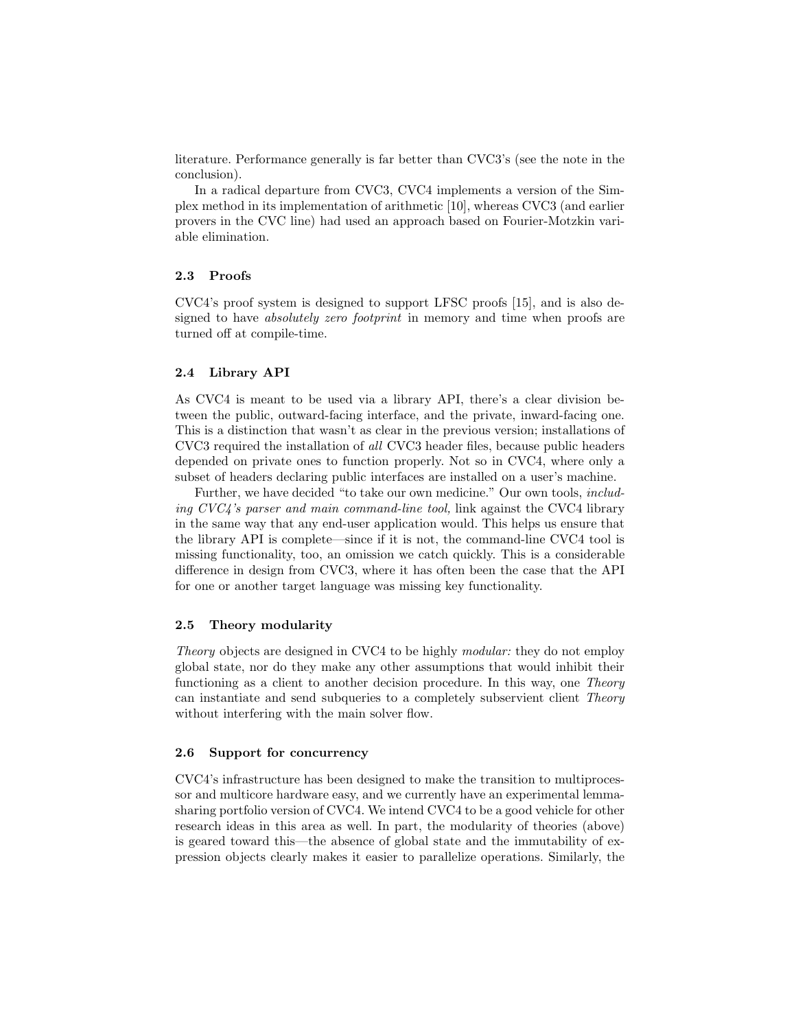literature. Performance generally is far better than CVC3's (see the note in the conclusion).

In a radical departure from CVC3, CVC4 implements a version of the Simplex method in its implementation of arithmetic [10], whereas CVC3 (and earlier provers in the CVC line) had used an approach based on Fourier-Motzkin variable elimination.

### 2.3 Proofs

CVC4's proof system is designed to support LFSC proofs [15], and is also designed to have *absolutely zero footprint* in memory and time when proofs are turned off at compile-time.

### 2.4 Library API

As CVC4 is meant to be used via a library API, there's a clear division between the public, outward-facing interface, and the private, inward-facing one. This is a distinction that wasn't as clear in the previous version; installations of CVC3 required the installation of *all* CVC3 header files, because public headers depended on private ones to function properly. Not so in CVC4, where only a subset of headers declaring public interfaces are installed on a user's machine.

Further, we have decided "to take our own medicine." Our own tools, *including CVC4's parser and main command-line tool,* link against the CVC4 library in the same way that any end-user application would. This helps us ensure that the library API is complete—since if it is not, the command-line CVC4 tool is missing functionality, too, an omission we catch quickly. This is a considerable difference in design from CVC3, where it has often been the case that the API for one or another target language was missing key functionality.

### 2.5 Theory modularity

*Theory* objects are designed in CVC4 to be highly *modular:* they do not employ global state, nor do they make any other assumptions that would inhibit their functioning as a client to another decision procedure. In this way, one *Theory* can instantiate and send subqueries to a completely subservient client *Theory* without interfering with the main solver flow.

### 2.6 Support for concurrency

CVC4's infrastructure has been designed to make the transition to multiprocessor and multicore hardware easy, and we currently have an experimental lemma-sharing portfolio version of CVC4. We intend CVC4 to be a good vehicle for other research ideas in this area as well. In part, the modularity of theories (above) is geared toward this—the absence of global state and the immutability of expression objects clearly makes it easier to parallelize operations. Similarly, the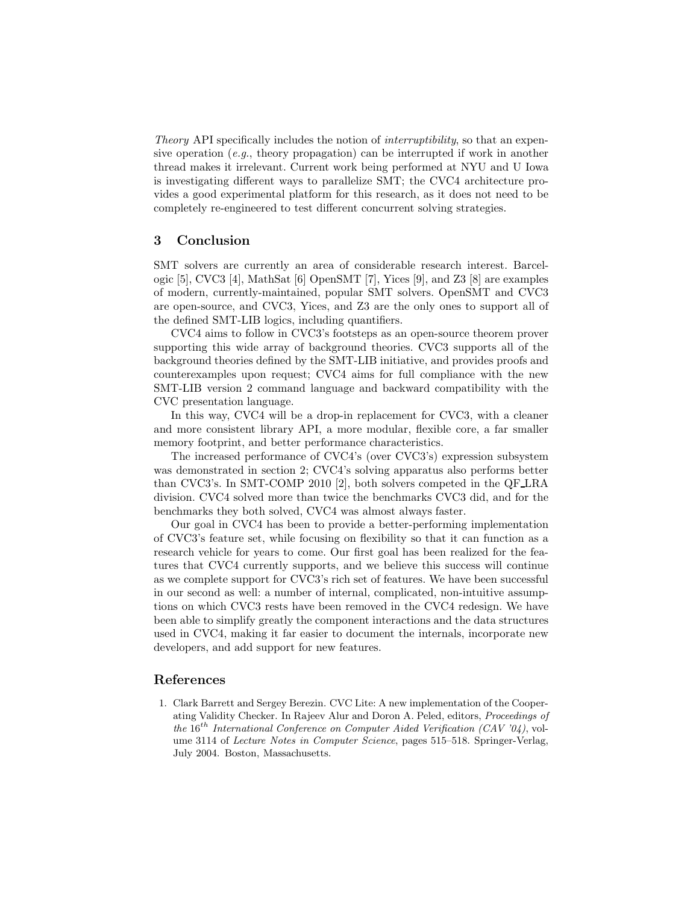*Theory* API specifically includes the notion of *interruptibility*, so that an expensive operation (*e.g.*, theory propagation) can be interrupted if work in another thread makes it irrelevant. Current work being performed at NYU and U Iowa is investigating different ways to parallelize SMT; the CVC4 architecture provides a good experimental platform for this research, as it does not need to be completely re-engineered to test different concurrent solving strategies.

## 3 Conclusion

SMT solvers are currently an area of considerable research interest. Barcelogic [5], CVC3 [4], MathSat [6] OpenSMT [7], Yices [9], and Z3 [8] are examples of modern, currently-maintained, popular SMT solvers. OpenSMT and CVC3 are open-source, and CVC3, Yices, and Z3 are the only ones to support all of the defined SMT-LIB logics, including quantifiers.

CVC4 aims to follow in CVC3's footsteps as an open-source theorem prover supporting this wide array of background theories. CVC3 supports all of the background theories defined by the SMT-LIB initiative, and provides proofs and counterexamples upon request; CVC4 aims for full compliance with the new SMT-LIB version 2 command language and backward compatibility with the CVC presentation language.

In this way, CVC4 will be a drop-in replacement for CVC3, with a cleaner and more consistent library API, a more modular, flexible core, a far smaller memory footprint, and better performance characteristics.

The increased performance of CVC4's (over CVC3's) expression subsystem was demonstrated in section 2; CVC4's solving apparatus also performs better than CVC3's. In SMT-COMP 2010 [2], both solvers competed in the QF_LRA division. CVC4 solved more than twice the benchmarks CVC3 did, and for the benchmarks they both solved, CVC4 was almost always faster.

Our goal in CVC4 has been to provide a better-performing implementation of CVC3's feature set, while focusing on flexibility so that it can function as a research vehicle for years to come. Our first goal has been realized for the features that CVC4 currently supports, and we believe this success will continue as we complete support for CVC3's rich set of features. We have been successful in our second as well: a number of internal, complicated, non-intuitive assumptions on which CVC3 rests have been removed in the CVC4 redesign. We have been able to simplify greatly the component interactions and the data structures used in CVC4, making it far easier to document the internals, incorporate new developers, and add support for new features.

## References

1. Clark Barrett and Sergey Berezin. CVC Lite: A new implementation of the Cooperating Validity Checker. In Rajeev Alur and Doron A. Peled, editors, *Proceedings of the* $16^{th}$ *International Conference on Computer Aided Verification (CAV '04)*, volume 3114 of *Lecture Notes in Computer Science*, pages 515–518. Springer-Verlag, July 2004. Boston, Massachusetts.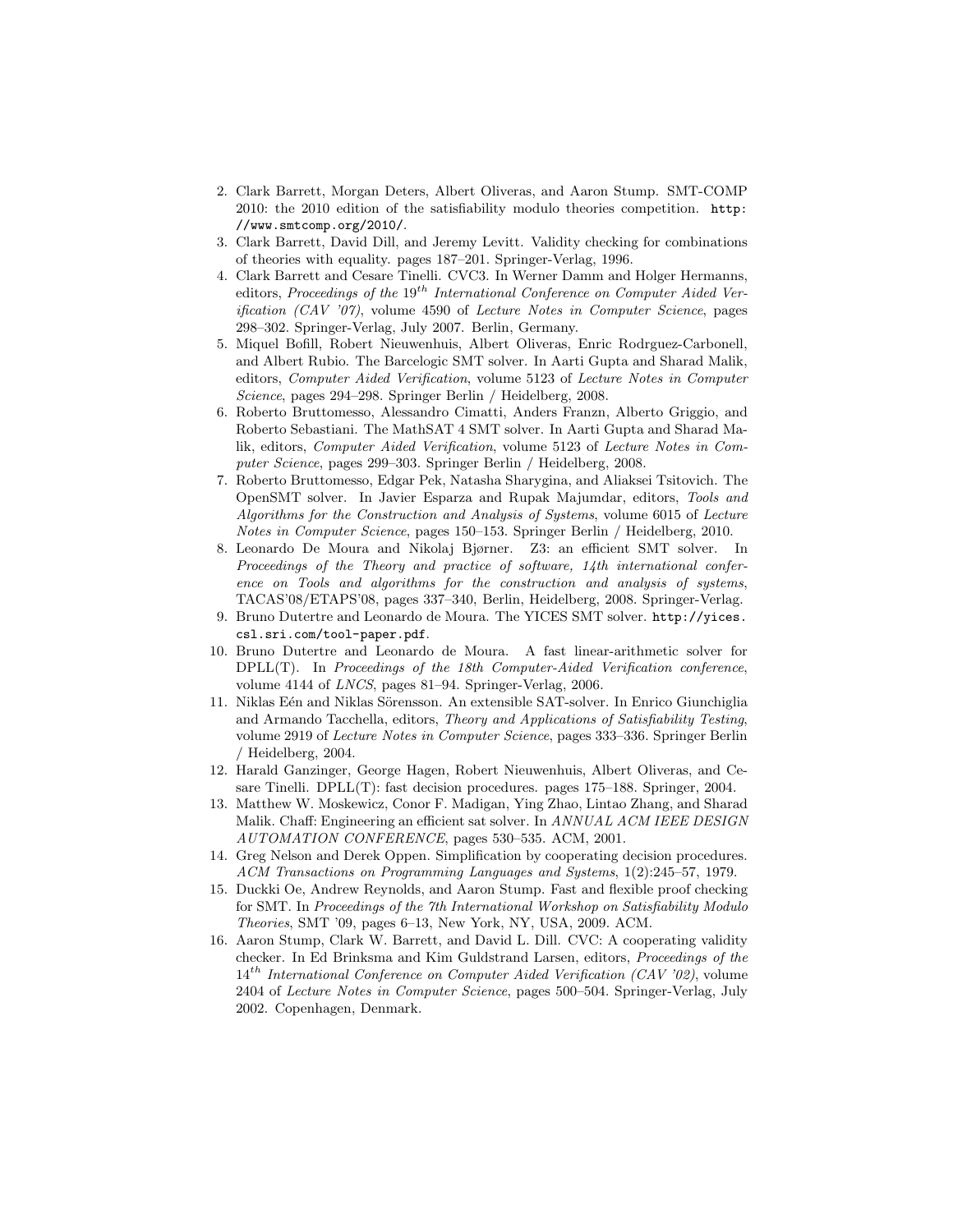2. Clark Barrett, Morgan Deters, Albert Oliveras, and Aaron Stump. SMT-COMP 2010: the 2010 edition of the satisfiability modulo theories competition. `http://www.smtcomp.org/2010/`.
3. Clark Barrett, David Dill, and Jeremy Levitt. Validity checking for combinations of theories with equality. pages 187–201. Springer-Verlag, 1996.
4. Clark Barrett and Cesare Tinelli. CVC3. In Werner Damm and Holger Hermanns, editors, *Proceedings of the* $19^{th}$ *International Conference on Computer Aided Verification (CAV '07)*, volume 4590 of *Lecture Notes in Computer Science*, pages 298–302. Springer-Verlag, July 2007. Berlin, Germany.
5. Miquel Bofill, Robert Nieuwenhuis, Albert Oliveras, Enric Rodrguez-Carbonell, and Albert Rubio. The Barcelogic SMT solver. In Aarti Gupta and Sharad Malik, editors, *Computer Aided Verification*, volume 5123 of *Lecture Notes in Computer Science*, pages 294–298. Springer Berlin / Heidelberg, 2008.
6. Roberto Bruttomesso, Alessandro Cimatti, Anders Franzn, Alberto Griggio, and Roberto Sebastiani. The MathSAT 4 SMT solver. In Aarti Gupta and Sharad Malik, editors, *Computer Aided Verification*, volume 5123 of *Lecture Notes in Computer Science*, pages 299–303. Springer Berlin / Heidelberg, 2008.
7. Roberto Bruttomesso, Edgar Pek, Natasha Sharygina, and Aliaksei Tsitovich. The OpenSMT solver. In Javier Esparza and Rupak Majumdar, editors, *Tools and Algorithms for the Construction and Analysis of Systems*, volume 6015 of *Lecture Notes in Computer Science*, pages 150–153. Springer Berlin / Heidelberg, 2010.
8. Leonardo De Moura and Nikolaj Bjørner. Z3: an efficient SMT solver. In *Proceedings of the Theory and practice of software, 14th international conference on Tools and algorithms for the construction and analysis of systems*, TACAS'08/ETAPS'08, pages 337–340, Berlin, Heidelberg, 2008. Springer-Verlag.
9. Bruno Dutertre and Leonardo de Moura. The YICES SMT solver. `http://yices.csl.sri.com/tool-paper.pdf`.
10. Bruno Dutertre and Leonardo de Moura. A fast linear-arithmetic solver for DPLL(T). In *Proceedings of the 18th Computer-Aided Verification conference*, volume 4144 of *LNCS*, pages 81–94. Springer-Verlag, 2006.
11. Niklas Eén and Niklas Sörensson. An extensible SAT-solver. In Enrico Giunchiglia and Armando Tacchella, editors, *Theory and Applications of Satisfiability Testing*, volume 2919 of *Lecture Notes in Computer Science*, pages 333–336. Springer Berlin / Heidelberg, 2004.
12. Harald Ganzinger, George Hagen, Robert Nieuwenhuis, Albert Oliveras, and Cesare Tinelli. DPLL(T): fast decision procedures. pages 175–188. Springer, 2004.
13. Matthew W. Moskewicz, Conor F. Madigan, Ying Zhao, Lintao Zhang, and Sharad Malik. Chaff: Engineering an efficient sat solver. In *ANNUAL ACM IEEE DESIGN AUTOMATION CONFERENCE*, pages 530–535. ACM, 2001.
14. Greg Nelson and Derek Oppen. Simplification by cooperating decision procedures. *ACM Transactions on Programming Languages and Systems*, 1(2):245–57, 1979.
15. Duckki Oe, Andrew Reynolds, and Aaron Stump. Fast and flexible proof checking for SMT. In *Proceedings of the 7th International Workshop on Satisfiability Modulo Theories*, SMT '09, pages 6–13, New York, NY, USA, 2009. ACM.
16. Aaron Stump, Clark W. Barrett, and David L. Dill. CVC: A cooperating validity checker. In Ed Brinksma and Kim Guldstrand Larsen, editors, *Proceedings of the* $14^{th}$ *International Conference on Computer Aided Verification (CAV '02)*, volume 2404 of *Lecture Notes in Computer Science*, pages 500–504. Springer-Verlag, July 2002. Copenhagen, Denmark.